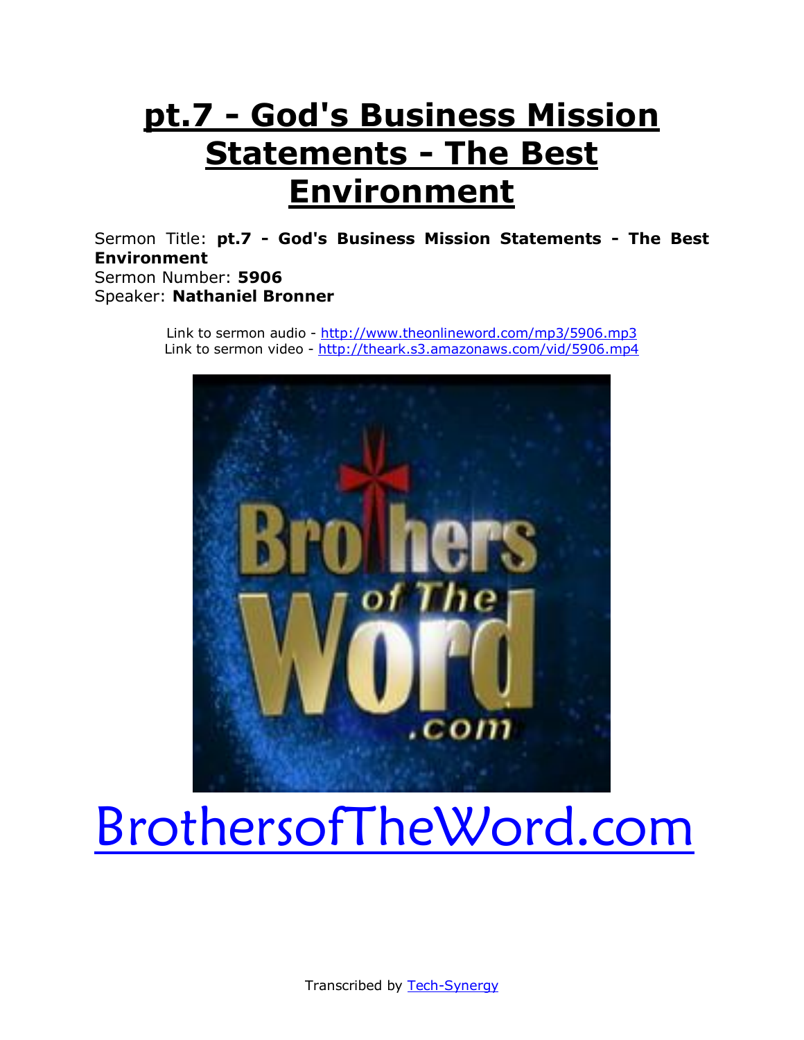# pt.7 - God's Business Mission Statements - The Best Environment

Sermon Title: **pt.7 - God's Business Mission Statements - The Best Environment**
Sermon Number: **5906**
Speaker: **Nathaniel Bronner**

Link to sermon audio - [http://www.theonlineword.com/mp3/5906.mp3](http://www.theonlineword.com/mp3/5906.mp3)
Link to sermon video - [http://theark.s3.amazonaws.com/vid/5906.mp4](http://theark.s3.amazonaws.com/vid/5906.mp4)

[BrothersofTheWord.com](http://BrothersofTheWord.com)

Transcribed by [Tech-Synergy](#)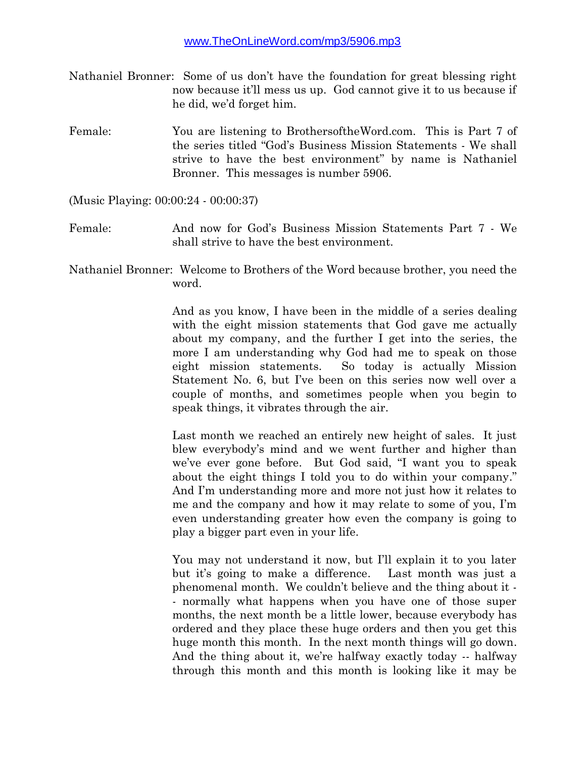www.TheOnLineWord.com/mp3/5906.mp3

Nathaniel Bronner: Some of us don't have the foundation for great blessing right now because it'll mess us up. God cannot give it to us because if he did, we'd forget him.

Female: You are listening to BrothersoftheWord.com. This is Part 7 of the series titled "God's Business Mission Statements - We shall strive to have the best environment" by name is Nathaniel Bronner. This messages is number 5906.

(Music Playing: 00:00:24 - 00:00:37)

Female: And now for God's Business Mission Statements Part 7 - We shall strive to have the best environment.

Nathaniel Bronner: Welcome to Brothers of the Word because brother, you need the word.

And as you know, I have been in the middle of a series dealing with the eight mission statements that God gave me actually about my company, and the further I get into the series, the more I am understanding why God had me to speak on those eight mission statements. So today is actually Mission Statement No. 6, but I've been on this series now well over a couple of months, and sometimes people when you begin to speak things, it vibrates through the air.

Last month we reached an entirely new height of sales. It just blew everybody's mind and we went further and higher than we've ever gone before. But God said, "I want you to speak about the eight things I told you to do within your company." And I'm understanding more and more not just how it relates to me and the company and how it may relate to some of you, I'm even understanding greater how even the company is going to play a bigger part even in your life.

You may not understand it now, but I'll explain it to you later but it's going to make a difference. Last month was just a phenomenal month. We couldn't believe and the thing about it -- normally what happens when you have one of those super months, the next month be a little lower, because everybody has ordered and they place these huge orders and then you get this huge month this month. In the next month things will go down. And the thing about it, we're halfway exactly today -- halfway through this month and this month is looking like it may be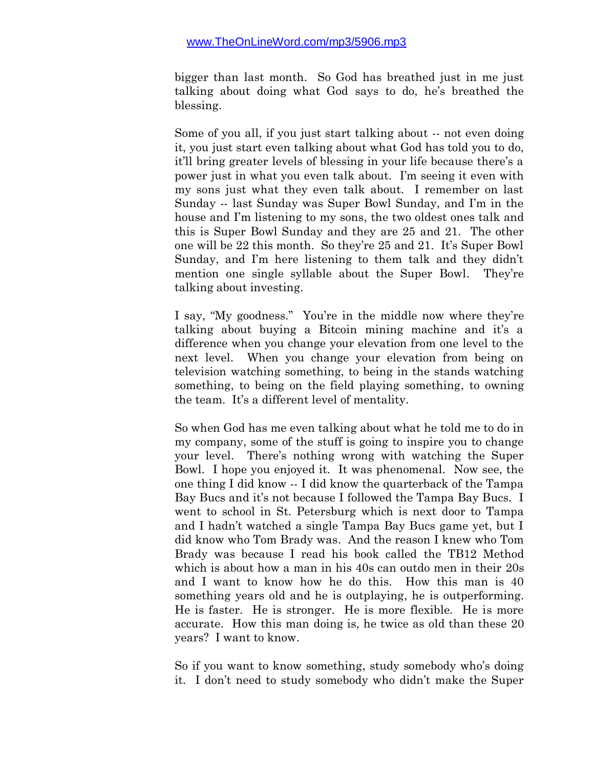bigger than last month. So God has breathed just in me just talking about doing what God says to do, he's breathed the blessing.

Some of you all, if you just start talking about -- not even doing it, you just start even talking about what God has told you to do, it'll bring greater levels of blessing in your life because there's a power just in what you even talk about. I'm seeing it even with my sons just what they even talk about. I remember on last Sunday -- last Sunday was Super Bowl Sunday, and I'm in the house and I'm listening to my sons, the two oldest ones talk and this is Super Bowl Sunday and they are 25 and 21. The other one will be 22 this month. So they're 25 and 21. It's Super Bowl Sunday, and I'm here listening to them talk and they didn't mention one single syllable about the Super Bowl. They're talking about investing.

I say, "My goodness." You're in the middle now where they're talking about buying a Bitcoin mining machine and it's a difference when you change your elevation from one level to the next level. When you change your elevation from being on television watching something, to being in the stands watching something, to being on the field playing something, to owning the team. It's a different level of mentality.

So when God has me even talking about what he told me to do in my company, some of the stuff is going to inspire you to change your level. There's nothing wrong with watching the Super Bowl. I hope you enjoyed it. It was phenomenal. Now see, the one thing I did know -- I did know the quarterback of the Tampa Bay Bucs and it's not because I followed the Tampa Bay Bucs. I went to school in St. Petersburg which is next door to Tampa and I hadn't watched a single Tampa Bay Bucs game yet, but I did know who Tom Brady was. And the reason I knew who Tom Brady was because I read his book called the TB12 Method which is about how a man in his 40s can outdo men in their 20s and I want to know how he do this. How this man is 40 something years old and he is outplaying, he is outperforming. He is faster. He is stronger. He is more flexible. He is more accurate. How this man doing is, he twice as old than these 20 years? I want to know.

So if you want to know something, study somebody who's doing it. I don't need to study somebody who didn't make the Super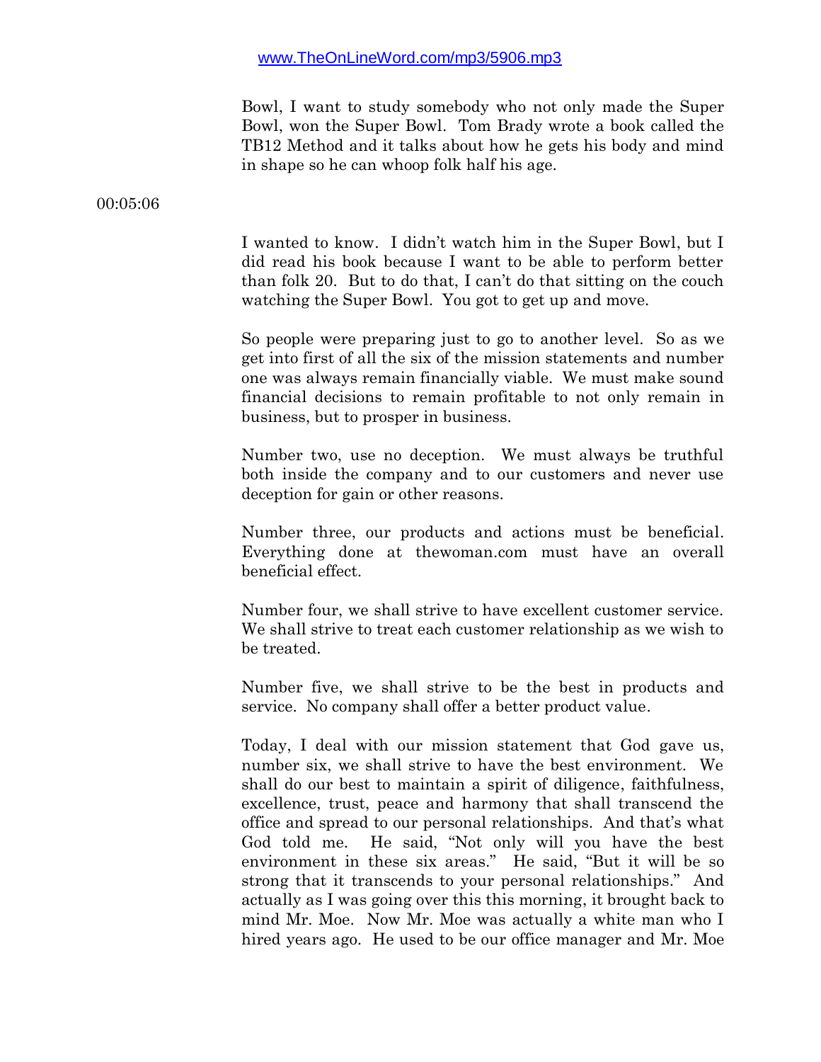Bowl, I want to study somebody who not only made the Super Bowl, won the Super Bowl. Tom Brady wrote a book called the TB12 Method and it talks about how he gets his body and mind in shape so he can whoop folk half his age.

00:05:06

I wanted to know. I didn't watch him in the Super Bowl, but I did read his book because I want to be able to perform better than folk 20. But to do that, I can't do that sitting on the couch watching the Super Bowl. You got to get up and move.

So people were preparing just to go to another level. So as we get into first of all the six of the mission statements and number one was always remain financially viable. We must make sound financial decisions to remain profitable to not only remain in business, but to prosper in business.

Number two, use no deception. We must always be truthful both inside the company and to our customers and never use deception for gain or other reasons.

Number three, our products and actions must be beneficial. Everything done at thewoman.com must have an overall beneficial effect.

Number four, we shall strive to have excellent customer service. We shall strive to treat each customer relationship as we wish to be treated.

Number five, we shall strive to be the best in products and service. No company shall offer a better product value.

Today, I deal with our mission statement that God gave us, number six, we shall strive to have the best environment. We shall do our best to maintain a spirit of diligence, faithfulness, excellence, trust, peace and harmony that shall transcend the office and spread to our personal relationships. And that's what God told me. He said, "Not only will you have the best environment in these six areas." He said, "But it will be so strong that it transcends to your personal relationships." And actually as I was going over this this morning, it brought back to mind Mr. Moe. Now Mr. Moe was actually a white man who I hired years ago. He used to be our office manager and Mr. Moe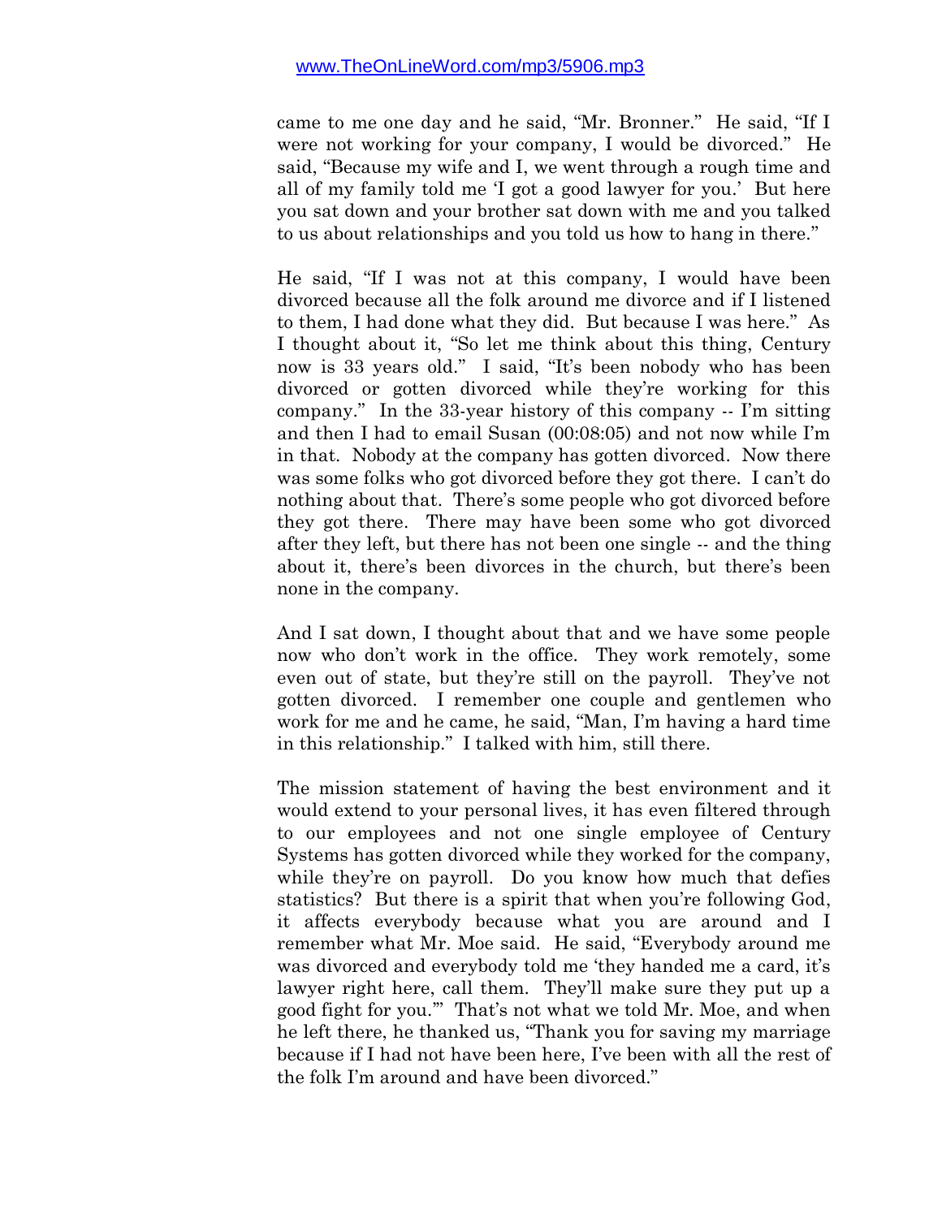came to me one day and he said, "Mr. Bronner." He said, "If I were not working for your company, I would be divorced." He said, "Because my wife and I, we went through a rough time and all of my family told me 'I got a good lawyer for you.' But here you sat down and your brother sat down with me and you talked to us about relationships and you told us how to hang in there."

He said, "If I was not at this company, I would have been divorced because all the folk around me divorce and if I listened to them, I had done what they did. But because I was here." As I thought about it, "So let me think about this thing, Century now is 33 years old." I said, "It's been nobody who has been divorced or gotten divorced while they're working for this company." In the 33-year history of this company -- I'm sitting and then I had to email Susan (00:08:05) and not now while I'm in that. Nobody at the company has gotten divorced. Now there was some folks who got divorced before they got there. I can't do nothing about that. There's some people who got divorced before they got there. There may have been some who got divorced after they left, but there has not been one single -- and the thing about it, there's been divorces in the church, but there's been none in the company.

And I sat down, I thought about that and we have some people now who don't work in the office. They work remotely, some even out of state, but they're still on the payroll. They've not gotten divorced. I remember one couple and gentlemen who work for me and he came, he said, "Man, I'm having a hard time in this relationship." I talked with him, still there.

The mission statement of having the best environment and it would extend to your personal lives, it has even filtered through to our employees and not one single employee of Century Systems has gotten divorced while they worked for the company, while they're on payroll. Do you know how much that defies statistics? But there is a spirit that when you're following God, it affects everybody because what you are around and I remember what Mr. Moe said. He said, "Everybody around me was divorced and everybody told me 'they handed me a card, it's lawyer right here, call them. They'll make sure they put up a good fight for you.'" That's not what we told Mr. Moe, and when he left there, he thanked us, "Thank you for saving my marriage because if I had not have been here, I've been with all the rest of the folk I'm around and have been divorced."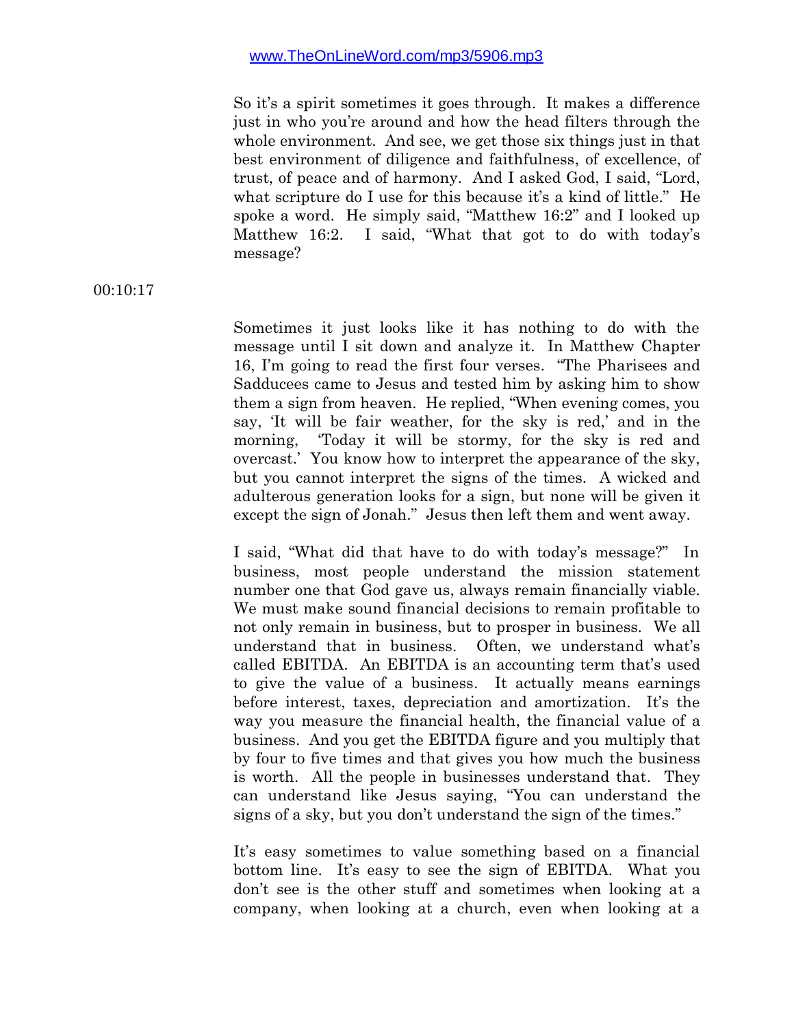So it's a spirit sometimes it goes through. It makes a difference just in who you're around and how the head filters through the whole environment. And see, we get those six things just in that best environment of diligence and faithfulness, of excellence, of trust, of peace and of harmony. And I asked God, I said, "Lord, what scripture do I use for this because it's a kind of little." He spoke a word. He simply said, "Matthew 16:2" and I looked up Matthew 16:2. I said, "What that got to do with today's message?

00:10:17

Sometimes it just looks like it has nothing to do with the message until I sit down and analyze it. In Matthew Chapter 16, I'm going to read the first four verses. "The Pharisees and Sadducees came to Jesus and tested him by asking him to show them a sign from heaven. He replied, "When evening comes, you say, 'It will be fair weather, for the sky is red,' and in the morning, 'Today it will be stormy, for the sky is red and overcast.' You know how to interpret the appearance of the sky, but you cannot interpret the signs of the times. A wicked and adulterous generation looks for a sign, but none will be given it except the sign of Jonah." Jesus then left them and went away.

I said, "What did that have to do with today's message?" In business, most people understand the mission statement number one that God gave us, always remain financially viable. We must make sound financial decisions to remain profitable to not only remain in business, but to prosper in business. We all understand that in business. Often, we understand what's called EBITDA. An EBITDA is an accounting term that's used to give the value of a business. It actually means earnings before interest, taxes, depreciation and amortization. It's the way you measure the financial health, the financial value of a business. And you get the EBITDA figure and you multiply that by four to five times and that gives you how much the business is worth. All the people in businesses understand that. They can understand like Jesus saying, "You can understand the signs of a sky, but you don't understand the sign of the times."

It's easy sometimes to value something based on a financial bottom line. It's easy to see the sign of EBITDA. What you don't see is the other stuff and sometimes when looking at a company, when looking at a church, even when looking at a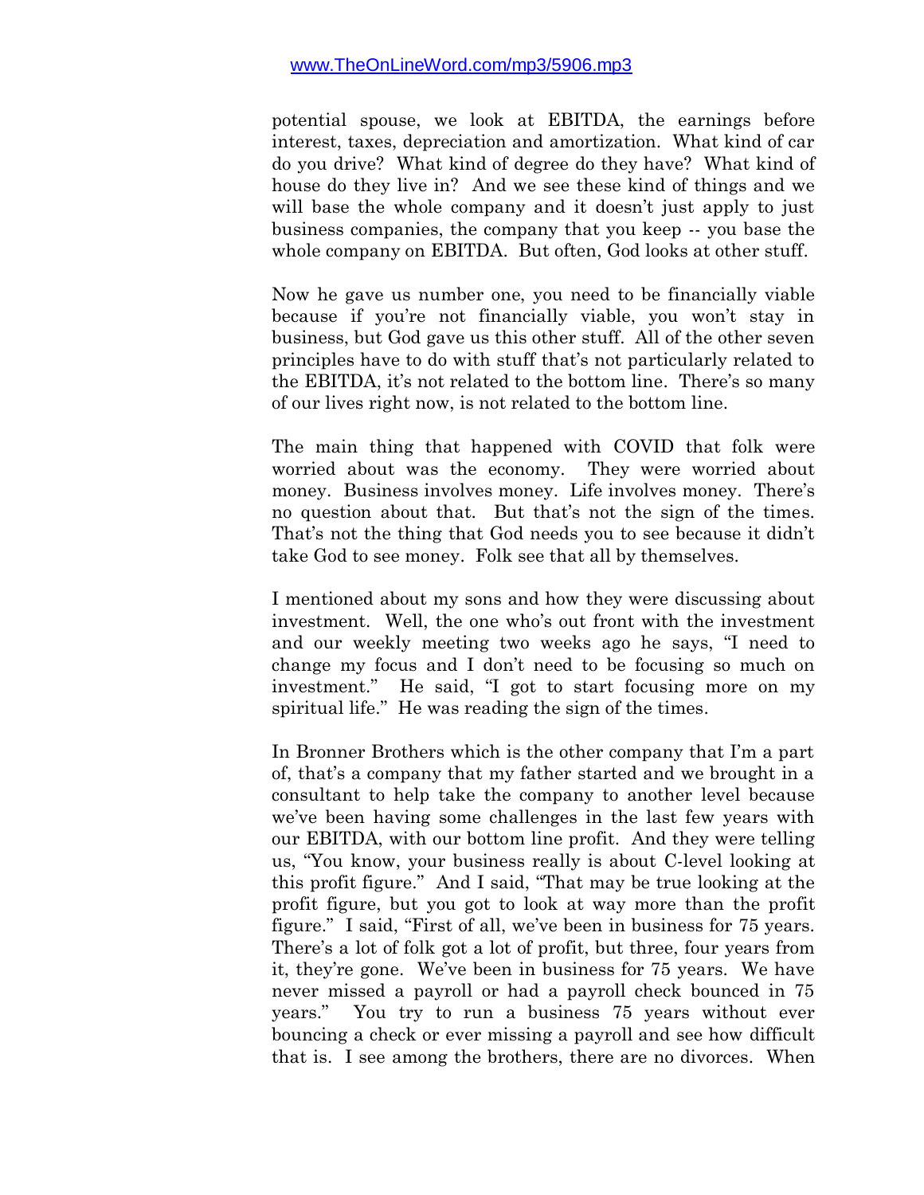potential spouse, we look at EBITDA, the earnings before interest, taxes, depreciation and amortization. What kind of car do you drive? What kind of degree do they have? What kind of house do they live in? And we see these kind of things and we will base the whole company and it doesn't just apply to just business companies, the company that you keep -- you base the whole company on EBITDA. But often, God looks at other stuff.

Now he gave us number one, you need to be financially viable because if you're not financially viable, you won't stay in business, but God gave us this other stuff. All of the other seven principles have to do with stuff that's not particularly related to the EBITDA, it's not related to the bottom line. There's so many of our lives right now, is not related to the bottom line.

The main thing that happened with COVID that folk were worried about was the economy. They were worried about money. Business involves money. Life involves money. There's no question about that. But that's not the sign of the times. That's not the thing that God needs you to see because it didn't take God to see money. Folk see that all by themselves.

I mentioned about my sons and how they were discussing about investment. Well, the one who's out front with the investment and our weekly meeting two weeks ago he says, "I need to change my focus and I don't need to be focusing so much on investment." He said, "I got to start focusing more on my spiritual life." He was reading the sign of the times.

In Bronner Brothers which is the other company that I'm a part of, that's a company that my father started and we brought in a consultant to help take the company to another level because we've been having some challenges in the last few years with our EBITDA, with our bottom line profit. And they were telling us, "You know, your business really is about C-level looking at this profit figure." And I said, "That may be true looking at the profit figure, but you got to look at way more than the profit figure." I said, "First of all, we've been in business for 75 years. There's a lot of folk got a lot of profit, but three, four years from it, they're gone. We've been in business for 75 years. We have never missed a payroll or had a payroll check bounced in 75 years." You try to run a business 75 years without ever bouncing a check or ever missing a payroll and see how difficult that is. I see among the brothers, there are no divorces. When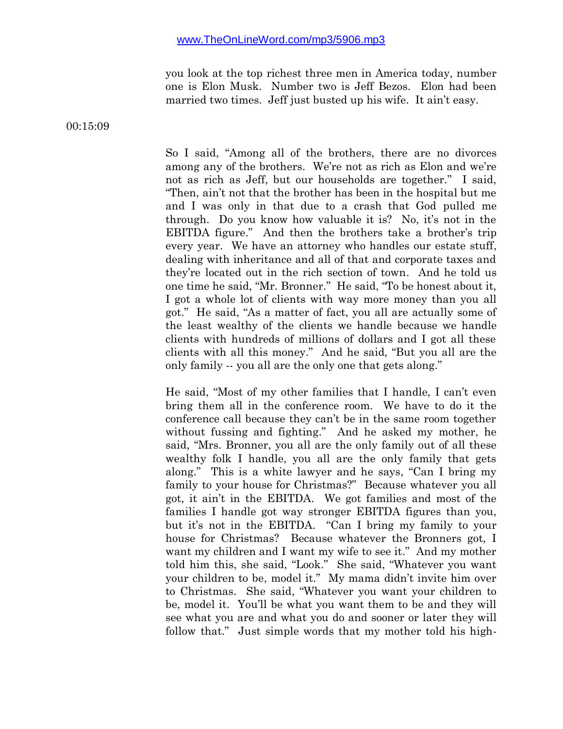you look at the top richest three men in America today, number one is Elon Musk. Number two is Jeff Bezos. Elon had been married two times. Jeff just busted up his wife. It ain't easy.

00:15:09

So I said, "Among all of the brothers, there are no divorces among any of the brothers. We're not as rich as Elon and we're not as rich as Jeff, but our households are together." I said, "Then, ain't not that the brother has been in the hospital but me and I was only in that due to a crash that God pulled me through. Do you know how valuable it is? No, it's not in the EBITDA figure." And then the brothers take a brother's trip every year. We have an attorney who handles our estate stuff, dealing with inheritance and all of that and corporate taxes and they're located out in the rich section of town. And he told us one time he said, "Mr. Bronner." He said, "To be honest about it, I got a whole lot of clients with way more money than you all got." He said, "As a matter of fact, you all are actually some of the least wealthy of the clients we handle because we handle clients with hundreds of millions of dollars and I got all these clients with all this money." And he said, "But you all are the only family -- you all are the only one that gets along."

He said, "Most of my other families that I handle, I can't even bring them all in the conference room. We have to do it the conference call because they can't be in the same room together without fussing and fighting." And he asked my mother, he said, "Mrs. Bronner, you all are the only family out of all these wealthy folk I handle, you all are the only family that gets along." This is a white lawyer and he says, "Can I bring my family to your house for Christmas?" Because whatever you all got, it ain't in the EBITDA. We got families and most of the families I handle got way stronger EBITDA figures than you, but it's not in the EBITDA. "Can I bring my family to your house for Christmas? Because whatever the Bronners got, I want my children and I want my wife to see it." And my mother told him this, she said, "Look." She said, "Whatever you want your children to be, model it." My mama didn't invite him over to Christmas. She said, "Whatever you want your children to be, model it. You'll be what you want them to be and they will see what you are and what you do and sooner or later they will follow that." Just simple words that my mother told his high-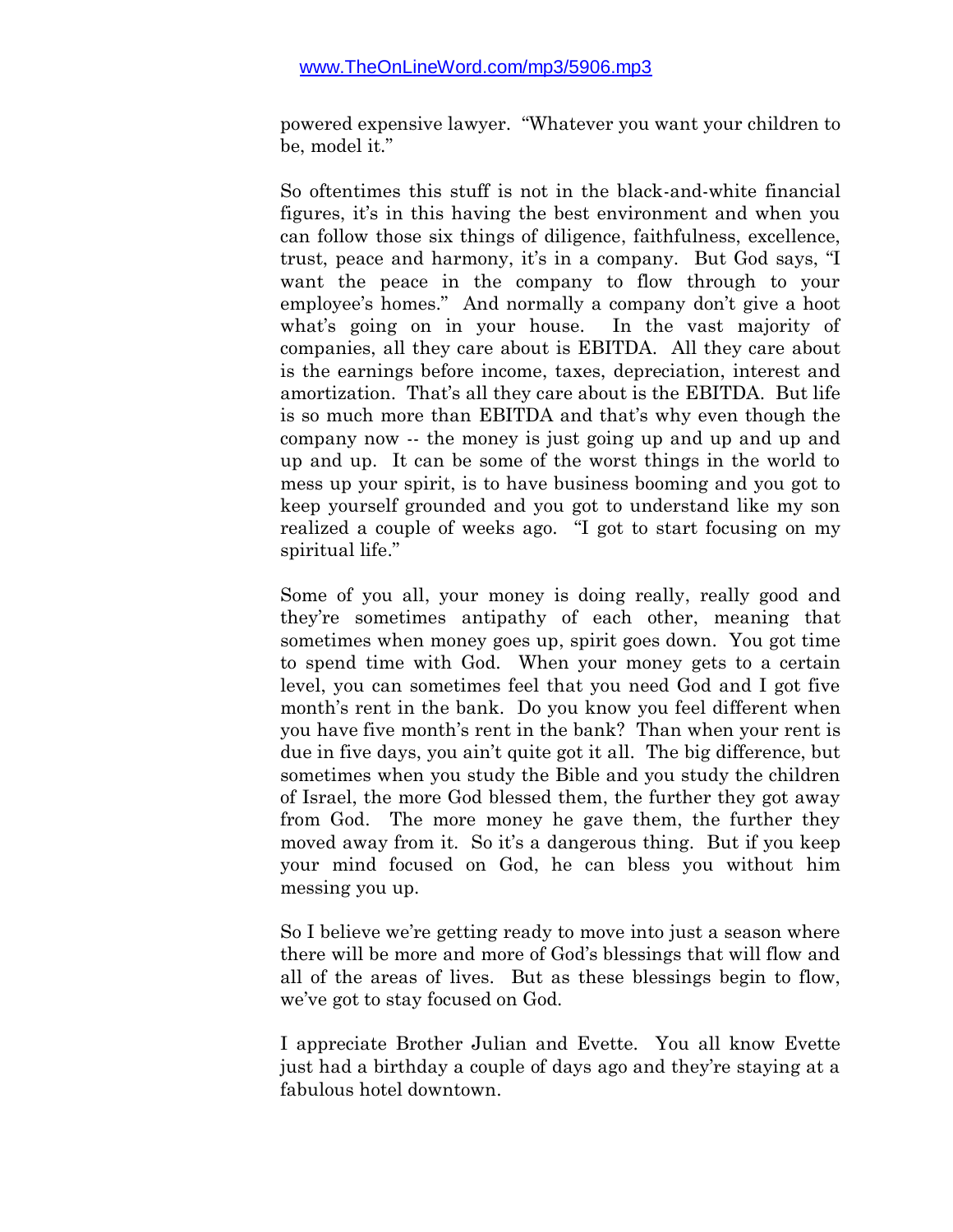powered expensive lawyer. "Whatever you want your children to be, model it."

So oftentimes this stuff is not in the black-and-white financial figures, it's in this having the best environment and when you can follow those six things of diligence, faithfulness, excellence, trust, peace and harmony, it's in a company. But God says, "I want the peace in the company to flow through to your employee's homes." And normally a company don't give a hoot what's going on in your house. In the vast majority of companies, all they care about is EBITDA. All they care about is the earnings before income, taxes, depreciation, interest and amortization. That's all they care about is the EBITDA. But life is so much more than EBITDA and that's why even though the company now -- the money is just going up and up and up and up and up. It can be some of the worst things in the world to mess up your spirit, is to have business booming and you got to keep yourself grounded and you got to understand like my son realized a couple of weeks ago. "I got to start focusing on my spiritual life."

Some of you all, your money is doing really, really good and they're sometimes antipathy of each other, meaning that sometimes when money goes up, spirit goes down. You got time to spend time with God. When your money gets to a certain level, you can sometimes feel that you need God and I got five month's rent in the bank. Do you know you feel different when you have five month's rent in the bank? Than when your rent is due in five days, you ain't quite got it all. The big difference, but sometimes when you study the Bible and you study the children of Israel, the more God blessed them, the further they got away from God. The more money he gave them, the further they moved away from it. So it's a dangerous thing. But if you keep your mind focused on God, he can bless you without him messing you up.

So I believe we're getting ready to move into just a season where there will be more and more of God's blessings that will flow and all of the areas of lives. But as these blessings begin to flow, we've got to stay focused on God.

I appreciate Brother Julian and Evette. You all know Evette just had a birthday a couple of days ago and they're staying at a fabulous hotel downtown.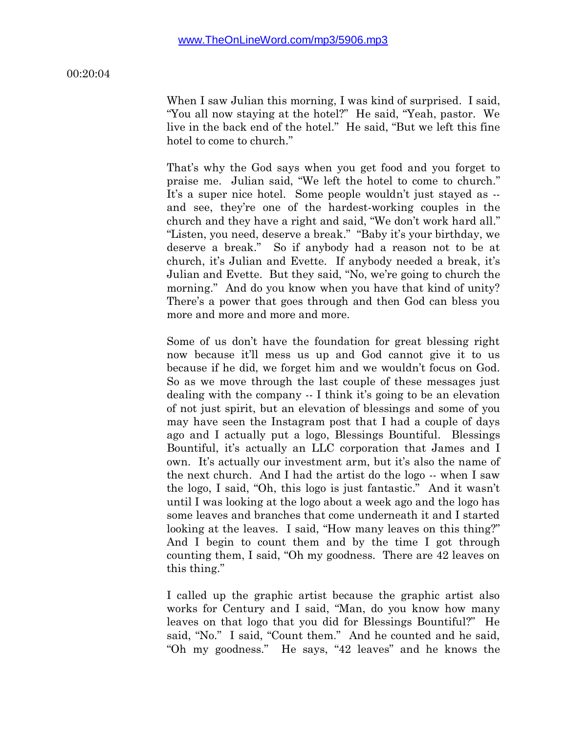www.TheOnLineWord.com/mp3/5906.mp3

00:20:04

When I saw Julian this morning, I was kind of surprised. I said, "You all now staying at the hotel?" He said, "Yeah, pastor. We live in the back end of the hotel." He said, "But we left this fine hotel to come to church."

That's why the God says when you get food and you forget to praise me. Julian said, "We left the hotel to come to church." It's a super nice hotel. Some people wouldn't just stayed as -- and see, they're one of the hardest-working couples in the church and they have a right and said, "We don't work hard all." "Listen, you need, deserve a break." "Baby it's your birthday, we deserve a break." So if anybody had a reason not to be at church, it's Julian and Evette. If anybody needed a break, it's Julian and Evette. But they said, "No, we're going to church the morning." And do you know when you have that kind of unity? There's a power that goes through and then God can bless you more and more and more and more.

Some of us don't have the foundation for great blessing right now because it'll mess us up and God cannot give it to us because if he did, we forget him and we wouldn't focus on God. So as we move through the last couple of these messages just dealing with the company -- I think it's going to be an elevation of not just spirit, but an elevation of blessings and some of you may have seen the Instagram post that I had a couple of days ago and I actually put a logo, Blessings Bountiful. Blessings Bountiful, it's actually an LLC corporation that James and I own. It's actually our investment arm, but it's also the name of the next church. And I had the artist do the logo -- when I saw the logo, I said, "Oh, this logo is just fantastic." And it wasn't until I was looking at the logo about a week ago and the logo has some leaves and branches that come underneath it and I started looking at the leaves. I said, "How many leaves on this thing?" And I begin to count them and by the time I got through counting them, I said, "Oh my goodness. There are 42 leaves on this thing."

I called up the graphic artist because the graphic artist also works for Century and I said, "Man, do you know how many leaves on that logo that you did for Blessings Bountiful?" He said, "No." I said, "Count them." And he counted and he said, "Oh my goodness." He says, "42 leaves" and he knows the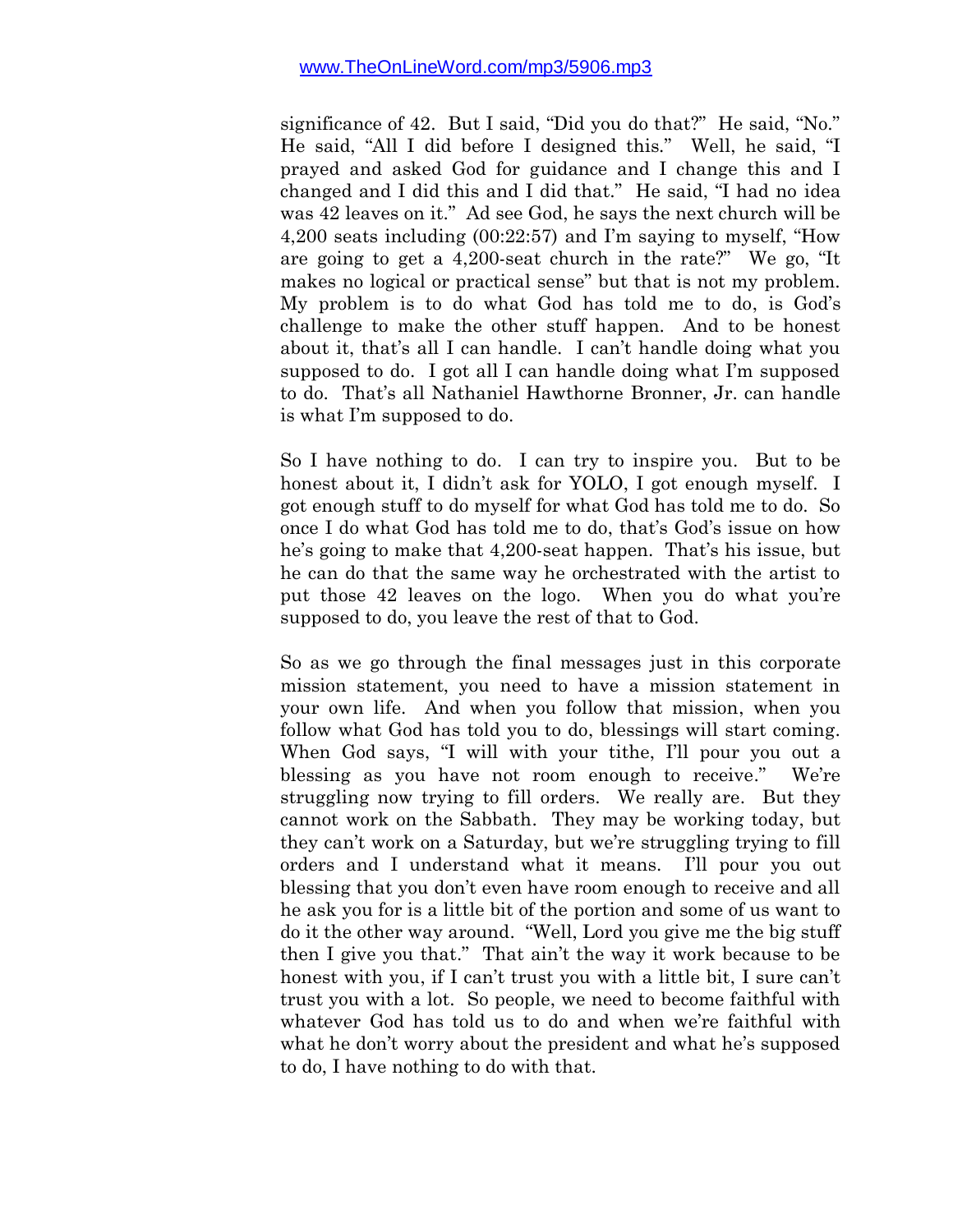significance of 42. But I said, "Did you do that?" He said, "No." He said, "All I did before I designed this." Well, he said, "I prayed and asked God for guidance and I change this and I changed and I did this and I did that." He said, "I had no idea was 42 leaves on it." Ad see God, he says the next church will be 4,200 seats including (00:22:57) and I'm saying to myself, "How are going to get a 4,200-seat church in the rate?" We go, "It makes no logical or practical sense" but that is not my problem. My problem is to do what God has told me to do, is God's challenge to make the other stuff happen. And to be honest about it, that's all I can handle. I can't handle doing what you supposed to do. I got all I can handle doing what I'm supposed to do. That's all Nathaniel Hawthorne Bronner, Jr. can handle is what I'm supposed to do.

So I have nothing to do. I can try to inspire you. But to be honest about it, I didn't ask for YOLO, I got enough myself. I got enough stuff to do myself for what God has told me to do. So once I do what God has told me to do, that's God's issue on how he's going to make that 4,200-seat happen. That's his issue, but he can do that the same way he orchestrated with the artist to put those 42 leaves on the logo. When you do what you're supposed to do, you leave the rest of that to God.

So as we go through the final messages just in this corporate mission statement, you need to have a mission statement in your own life. And when you follow that mission, when you follow what God has told you to do, blessings will start coming. When God says, "I will with your tithe, I'll pour you out a blessing as you have not room enough to receive." We're struggling now trying to fill orders. We really are. But they cannot work on the Sabbath. They may be working today, but they can't work on a Saturday, but we're struggling trying to fill orders and I understand what it means. I'll pour you out blessing that you don't even have room enough to receive and all he ask you for is a little bit of the portion and some of us want to do it the other way around. "Well, Lord you give me the big stuff then I give you that." That ain't the way it work because to be honest with you, if I can't trust you with a little bit, I sure can't trust you with a lot. So people, we need to become faithful with whatever God has told us to do and when we're faithful with what he don't worry about the president and what he's supposed to do, I have nothing to do with that.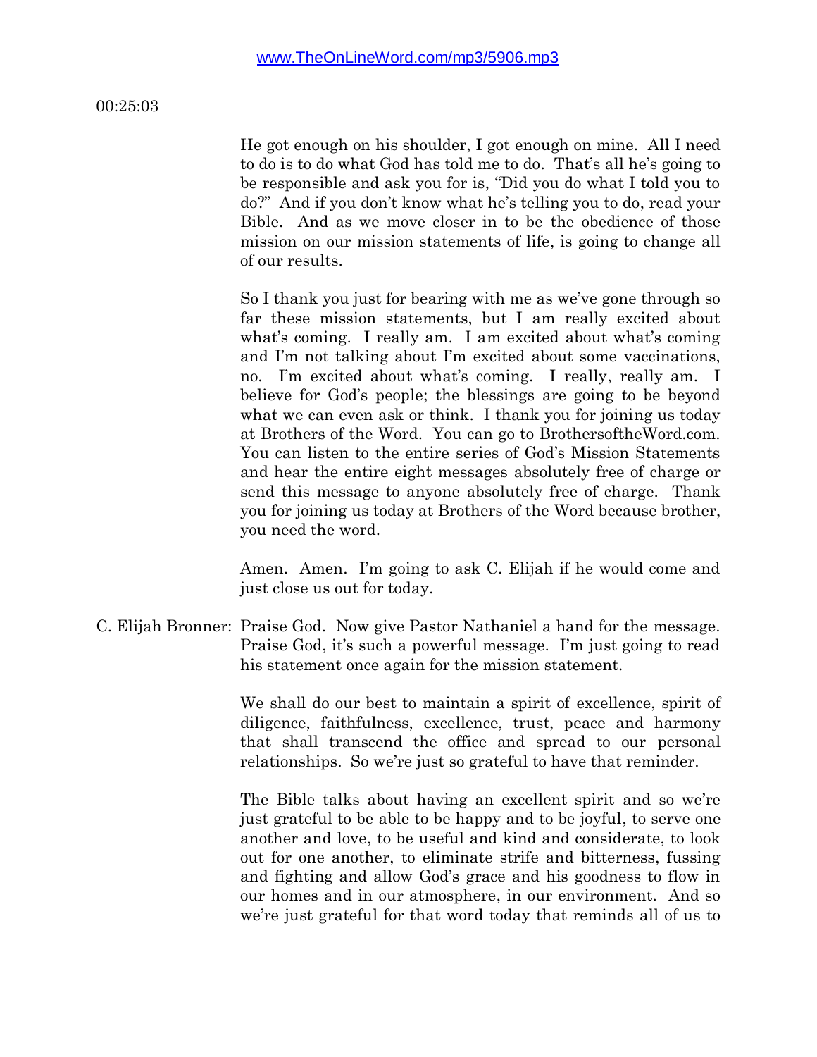www.TheOnLineWord.com/mp3/5906.mp3

00:25:03

He got enough on his shoulder, I got enough on mine. All I need to do is to do what God has told me to do. That's all he's going to be responsible and ask you for is, "Did you do what I told you to do?" And if you don't know what he's telling you to do, read your Bible. And as we move closer in to be the obedience of those mission on our mission statements of life, is going to change all of our results.

So I thank you just for bearing with me as we've gone through so far these mission statements, but I am really excited about what's coming. I really am. I am excited about what's coming and I'm not talking about I'm excited about some vaccinations, no. I'm excited about what's coming. I really, really am. I believe for God's people; the blessings are going to be beyond what we can even ask or think. I thank you for joining us today at Brothers of the Word. You can go to BrothersoftheWord.com. You can listen to the entire series of God's Mission Statements and hear the entire eight messages absolutely free of charge or send this message to anyone absolutely free of charge. Thank you for joining us today at Brothers of the Word because brother, you need the word.

Amen. Amen. I'm going to ask C. Elijah if he would come and just close us out for today.

C. Elijah Bronner: Praise God. Now give Pastor Nathaniel a hand for the message. Praise God, it's such a powerful message. I'm just going to read his statement once again for the mission statement.

We shall do our best to maintain a spirit of excellence, spirit of diligence, faithfulness, excellence, trust, peace and harmony that shall transcend the office and spread to our personal relationships. So we're just so grateful to have that reminder.

The Bible talks about having an excellent spirit and so we're just grateful to be able to be happy and to be joyful, to serve one another and love, to be useful and kind and considerate, to look out for one another, to eliminate strife and bitterness, fussing and fighting and allow God's grace and his goodness to flow in our homes and in our atmosphere, in our environment. And so we're just grateful for that word today that reminds all of us to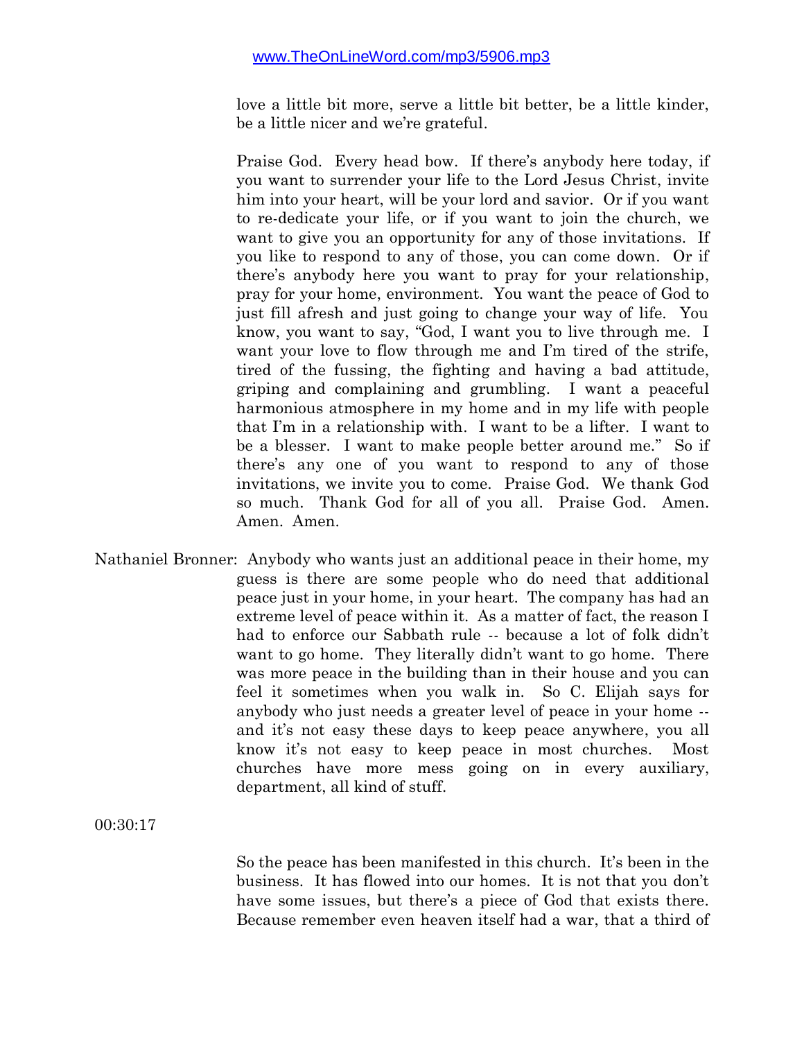love a little bit more, serve a little bit better, be a little kinder, be a little nicer and we're grateful.

Praise God. Every head bow. If there's anybody here today, if you want to surrender your life to the Lord Jesus Christ, invite him into your heart, will be your lord and savior. Or if you want to re-dedicate your life, or if you want to join the church, we want to give you an opportunity for any of those invitations. If you like to respond to any of those, you can come down. Or if there's anybody here you want to pray for your relationship, pray for your home, environment. You want the peace of God to just fill afresh and just going to change your way of life. You know, you want to say, "God, I want you to live through me. I want your love to flow through me and I'm tired of the strife, tired of the fussing, the fighting and having a bad attitude, griping and complaining and grumbling. I want a peaceful harmonious atmosphere in my home and in my life with people that I'm in a relationship with. I want to be a lifter. I want to be a blesser. I want to make people better around me." So if there's any one of you want to respond to any of those invitations, we invite you to come. Praise God. We thank God so much. Thank God for all of you all. Praise God. Amen. Amen. Amen.

Nathaniel Bronner: Anybody who wants just an additional peace in their home, my guess is there are some people who do need that additional peace just in your home, in your heart. The company has had an extreme level of peace within it. As a matter of fact, the reason I had to enforce our Sabbath rule -- because a lot of folk didn't want to go home. They literally didn't want to go home. There was more peace in the building than in their house and you can feel it sometimes when you walk in. So C. Elijah says for anybody who just needs a greater level of peace in your home -- and it's not easy these days to keep peace anywhere, you all know it's not easy to keep peace in most churches. Most churches have more mess going on in every auxiliary, department, all kind of stuff.

00:30:17

So the peace has been manifested in this church. It's been in the business. It has flowed into our homes. It is not that you don't have some issues, but there's a piece of God that exists there. Because remember even heaven itself had a war, that a third of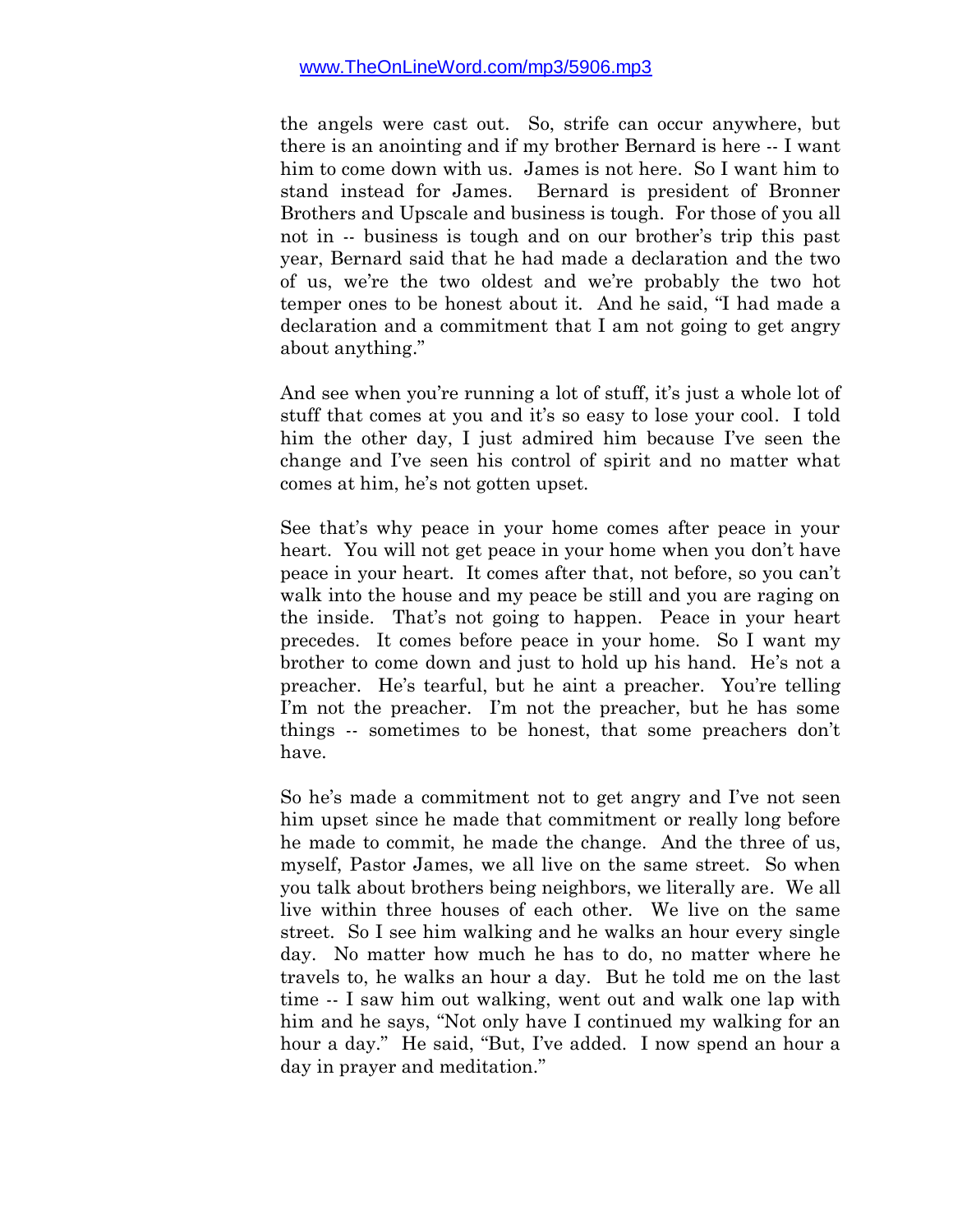the angels were cast out. So, strife can occur anywhere, but there is an anointing and if my brother Bernard is here -- I want him to come down with us. James is not here. So I want him to stand instead for James. Bernard is president of Bronner Brothers and Upscale and business is tough. For those of you all not in -- business is tough and on our brother's trip this past year, Bernard said that he had made a declaration and the two of us, we're the two oldest and we're probably the two hot temper ones to be honest about it. And he said, "I had made a declaration and a commitment that I am not going to get angry about anything."

And see when you're running a lot of stuff, it's just a whole lot of stuff that comes at you and it's so easy to lose your cool. I told him the other day, I just admired him because I've seen the change and I've seen his control of spirit and no matter what comes at him, he's not gotten upset.

See that's why peace in your home comes after peace in your heart. You will not get peace in your home when you don't have peace in your heart. It comes after that, not before, so you can't walk into the house and my peace be still and you are raging on the inside. That's not going to happen. Peace in your heart precedes. It comes before peace in your home. So I want my brother to come down and just to hold up his hand. He's not a preacher. He's tearful, but he aint a preacher. You're telling I'm not the preacher. I'm not the preacher, but he has some things -- sometimes to be honest, that some preachers don't have.

So he's made a commitment not to get angry and I've not seen him upset since he made that commitment or really long before he made to commit, he made the change. And the three of us, myself, Pastor James, we all live on the same street. So when you talk about brothers being neighbors, we literally are. We all live within three houses of each other. We live on the same street. So I see him walking and he walks an hour every single day. No matter how much he has to do, no matter where he travels to, he walks an hour a day. But he told me on the last time -- I saw him out walking, went out and walk one lap with him and he says, "Not only have I continued my walking for an hour a day." He said, "But, I've added. I now spend an hour a day in prayer and meditation."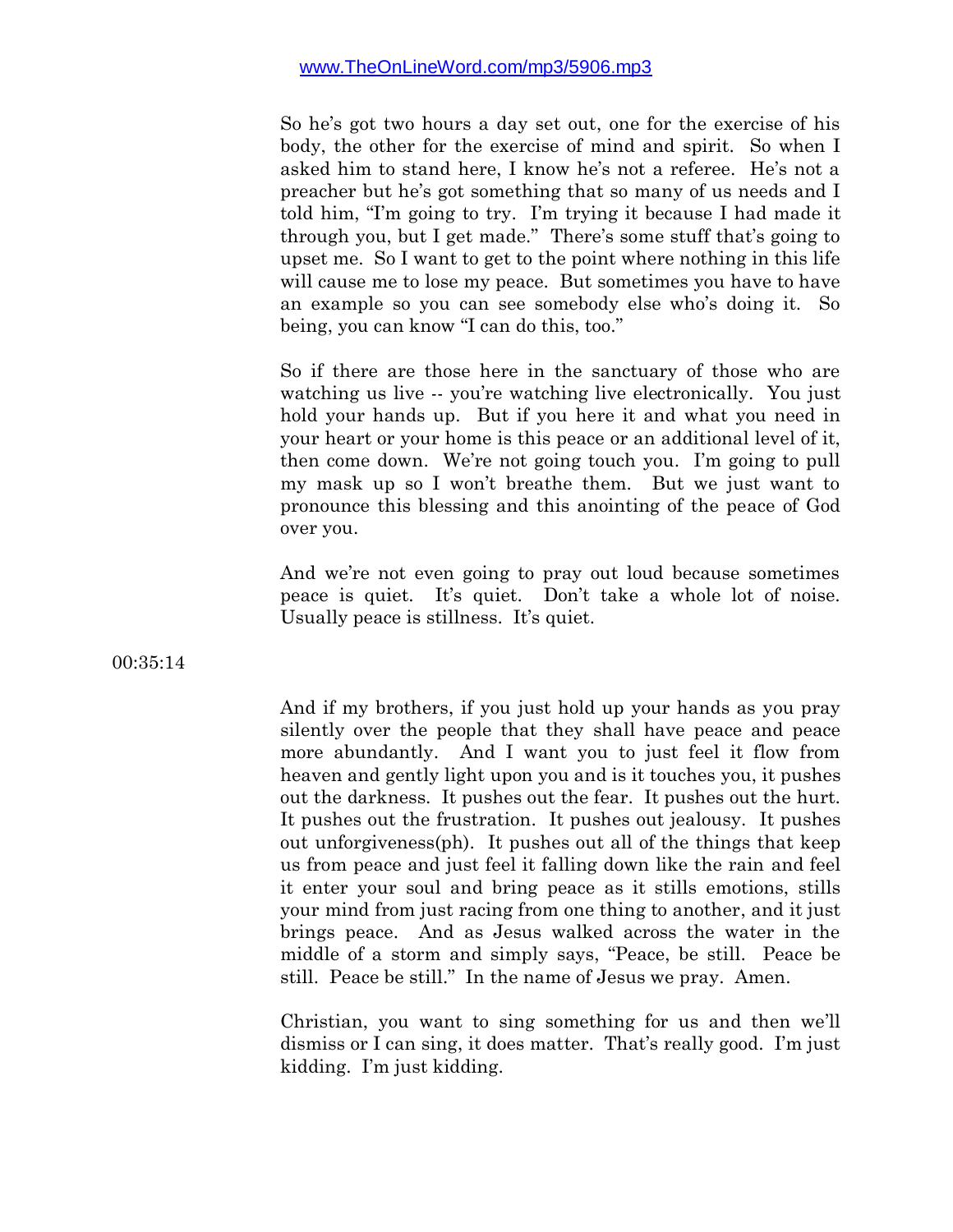So he's got two hours a day set out, one for the exercise of his body, the other for the exercise of mind and spirit. So when I asked him to stand here, I know he's not a referee. He's not a preacher but he's got something that so many of us needs and I told him, "I'm going to try. I'm trying it because I had made it through you, but I get made." There's some stuff that's going to upset me. So I want to get to the point where nothing in this life will cause me to lose my peace. But sometimes you have to have an example so you can see somebody else who's doing it. So being, you can know "I can do this, too."

So if there are those here in the sanctuary of those who are watching us live -- you're watching live electronically. You just hold your hands up. But if you here it and what you need in your heart or your home is this peace or an additional level of it, then come down. We're not going touch you. I'm going to pull my mask up so I won't breathe them. But we just want to pronounce this blessing and this anointing of the peace of God over you.

And we're not even going to pray out loud because sometimes peace is quiet. It's quiet. Don't take a whole lot of noise. Usually peace is stillness. It's quiet.

00:35:14

And if my brothers, if you just hold up your hands as you pray silently over the people that they shall have peace and peace more abundantly. And I want you to just feel it flow from heaven and gently light upon you and is it touches you, it pushes out the darkness. It pushes out the fear. It pushes out the hurt. It pushes out the frustration. It pushes out jealousy. It pushes out unforgiveness(ph). It pushes out all of the things that keep us from peace and just feel it falling down like the rain and feel it enter your soul and bring peace as it stills emotions, stills your mind from just racing from one thing to another, and it just brings peace. And as Jesus walked across the water in the middle of a storm and simply says, "Peace, be still. Peace be still. Peace be still." In the name of Jesus we pray. Amen.

Christian, you want to sing something for us and then we'll dismiss or I can sing, it does matter. That's really good. I'm just kidding. I'm just kidding.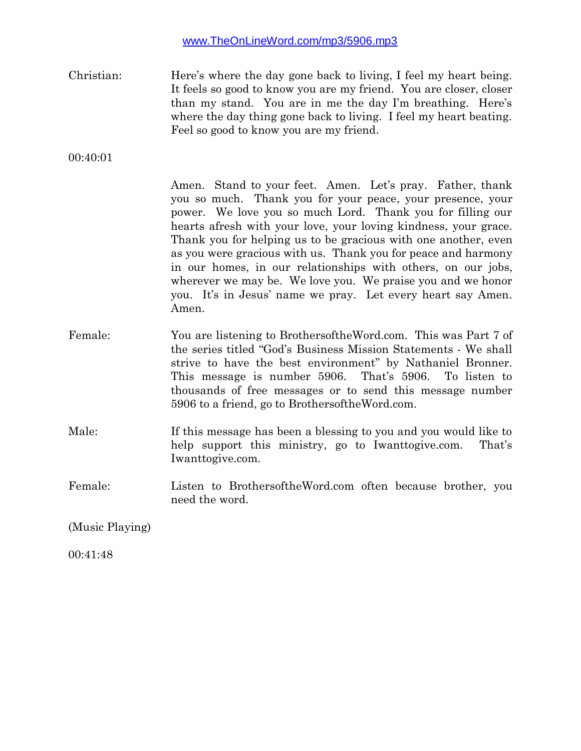www.TheOnLineWord.com/mp3/5906.mp3

Christian: Here's where the day gone back to living, I feel my heart being. It feels so good to know you are my friend. You are closer, closer than my stand. You are in me the day I'm breathing. Here's where the day thing gone back to living. I feel my heart beating. Feel so good to know you are my friend.

00:40:01

Amen. Stand to your feet. Amen. Let's pray. Father, thank you so much. Thank you for your peace, your presence, your power. We love you so much Lord. Thank you for filling our hearts afresh with your love, your loving kindness, your grace. Thank you for helping us to be gracious with one another, even as you were gracious with us. Thank you for peace and harmony in our homes, in our relationships with others, on our jobs, wherever we may be. We love you. We praise you and we honor you. It's in Jesus' name we pray. Let every heart say Amen. Amen.

Female: You are listening to BrothersoftheWord.com. This was Part 7 of the series titled "God's Business Mission Statements - We shall strive to have the best environment" by Nathaniel Bronner. This message is number 5906. That's 5906. To listen to thousands of free messages or to send this message number 5906 to a friend, go to BrothersoftheWord.com.

Male: If this message has been a blessing to you and you would like to help support this ministry, go to Iwanttogive.com. That's Iwanttogive.com.

Female: Listen to BrothersoftheWord.com often because brother, you need the word.

(Music Playing)

00:41:48